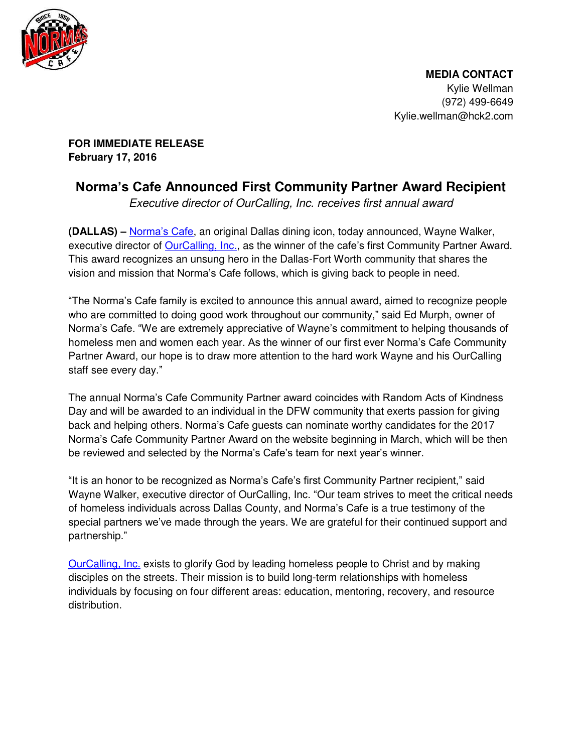**MEDIA CONTACT**
Kylie Wellman
(972) 499-6649
Kylie.wellman@hck2.com

**FOR IMMEDIATE RELEASE**
**February 17, 2016**

# Norma's Cafe Announced First Community Partner Award Recipient

*Executive director of OurCalling, Inc. receives first annual award*

**(DALLAS) –** Norma's Cafe, an original Dallas dining icon, today announced, Wayne Walker, executive director of OurCalling, Inc., as the winner of the cafe's first Community Partner Award. This award recognizes an unsung hero in the Dallas-Fort Worth community that shares the vision and mission that Norma's Cafe follows, which is giving back to people in need.

"The Norma's Cafe family is excited to announce this annual award, aimed to recognize people who are committed to doing good work throughout our community," said Ed Murph, owner of Norma's Cafe. "We are extremely appreciative of Wayne's commitment to helping thousands of homeless men and women each year. As the winner of our first ever Norma's Cafe Community Partner Award, our hope is to draw more attention to the hard work Wayne and his OurCalling staff see every day."

The annual Norma's Cafe Community Partner award coincides with Random Acts of Kindness Day and will be awarded to an individual in the DFW community that exerts passion for giving back and helping others. Norma's Cafe guests can nominate worthy candidates for the 2017 Norma's Cafe Community Partner Award on the website beginning in March, which will be then be reviewed and selected by the Norma's Cafe's team for next year's winner.

"It is an honor to be recognized as Norma's Cafe's first Community Partner recipient," said Wayne Walker, executive director of OurCalling, Inc. "Our team strives to meet the critical needs of homeless individuals across Dallas County, and Norma's Cafe is a true testimony of the special partners we've made through the years. We are grateful for their continued support and partnership."

OurCalling, Inc. exists to glorify God by leading homeless people to Christ and by making disciples on the streets. Their mission is to build long-term relationships with homeless individuals by focusing on four different areas: education, mentoring, recovery, and resource distribution.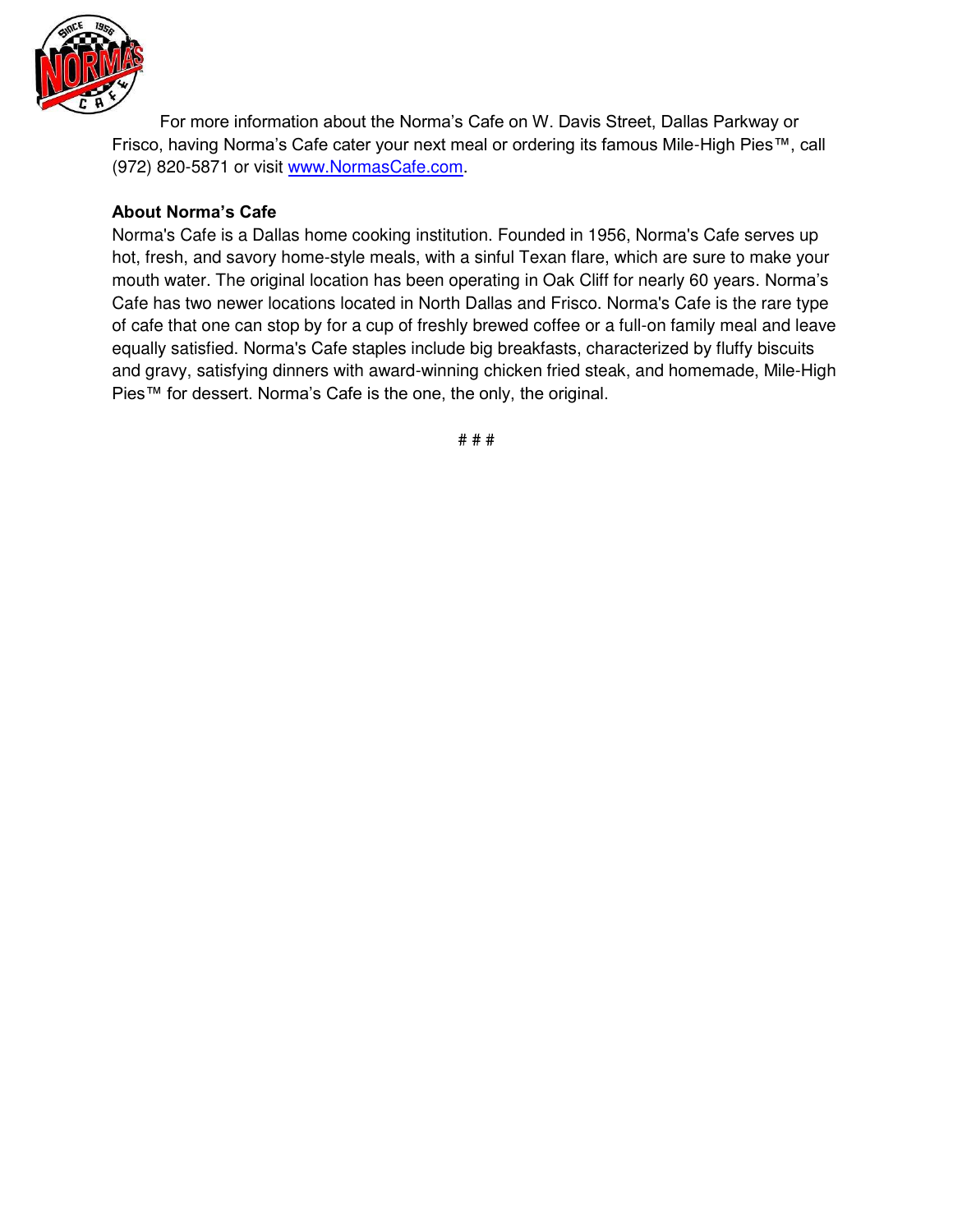For more information about the Norma's Cafe on W. Davis Street, Dallas Parkway or Frisco, having Norma's Cafe cater your next meal or ordering its famous Mile-High Pies™, call (972) 820-5871 or visit [www.NormasCafe.com](http://www.NormasCafe.com).

**About Norma's Cafe**

Norma's Cafe is a Dallas home cooking institution. Founded in 1956, Norma's Cafe serves up hot, fresh, and savory home-style meals, with a sinful Texan flare, which are sure to make your mouth water. The original location has been operating in Oak Cliff for nearly 60 years. Norma's Cafe has two newer locations located in North Dallas and Frisco. Norma's Cafe is the rare type of cafe that one can stop by for a cup of freshly brewed coffee or a full-on family meal and leave equally satisfied. Norma's Cafe staples include big breakfasts, characterized by fluffy biscuits and gravy, satisfying dinners with award-winning chicken fried steak, and homemade, Mile-High Pies™ for dessert. Norma's Cafe is the one, the only, the original.

# # #